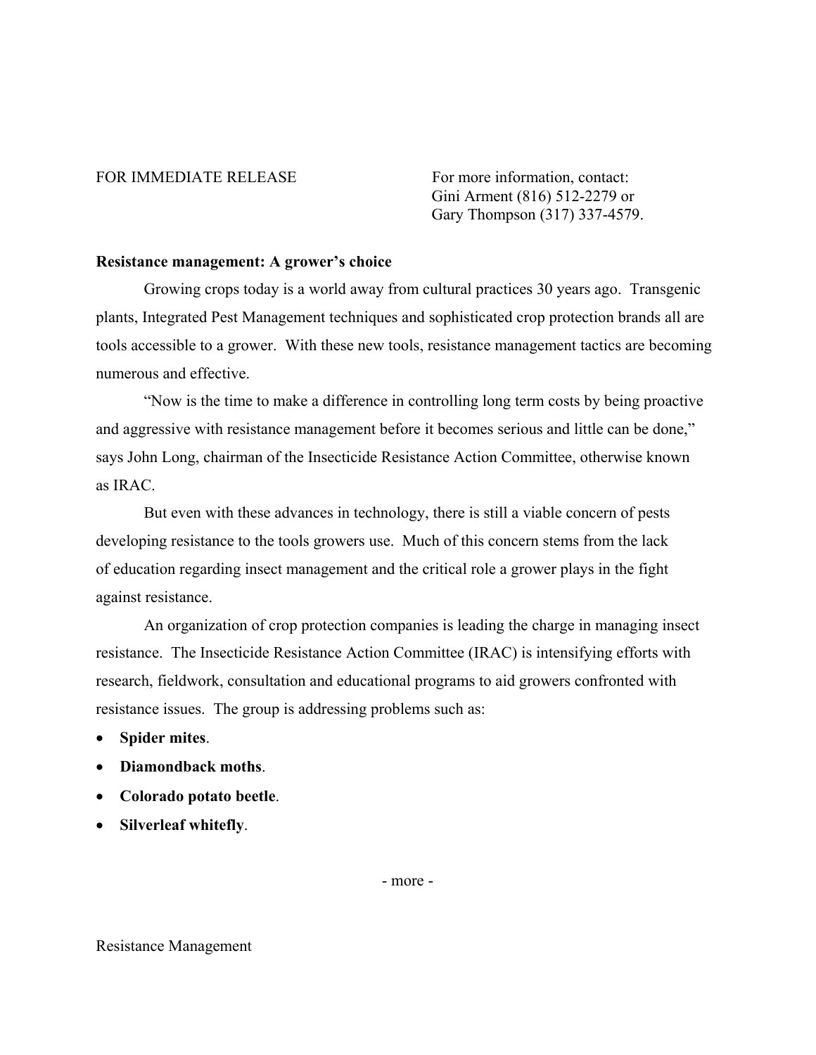FOR IMMEDIATE RELEASE

For more information, contact:
Gini Arment (816) 512-2279 or
Gary Thompson (317) 337-4579.

**Resistance management: A grower's choice**

Growing crops today is a world away from cultural practices 30 years ago. Transgenic plants, Integrated Pest Management techniques and sophisticated crop protection brands all are tools accessible to a grower. With these new tools, resistance management tactics are becoming numerous and effective.

"Now is the time to make a difference in controlling long term costs by being proactive and aggressive with resistance management before it becomes serious and little can be done," says John Long, chairman of the Insecticide Resistance Action Committee, otherwise known as IRAC.

But even with these advances in technology, there is still a viable concern of pests developing resistance to the tools growers use. Much of this concern stems from the lack of education regarding insect management and the critical role a grower plays in the fight against resistance.

An organization of crop protection companies is leading the charge in managing insect resistance. The Insecticide Resistance Action Committee (IRAC) is intensifying efforts with research, fieldwork, consultation and educational programs to aid growers confronted with resistance issues. The group is addressing problems such as:

- **Spider mites**.
- **Diamondback moths**.
- **Colorado potato beetle**.
- **Silverleaf whitefly**.

- more -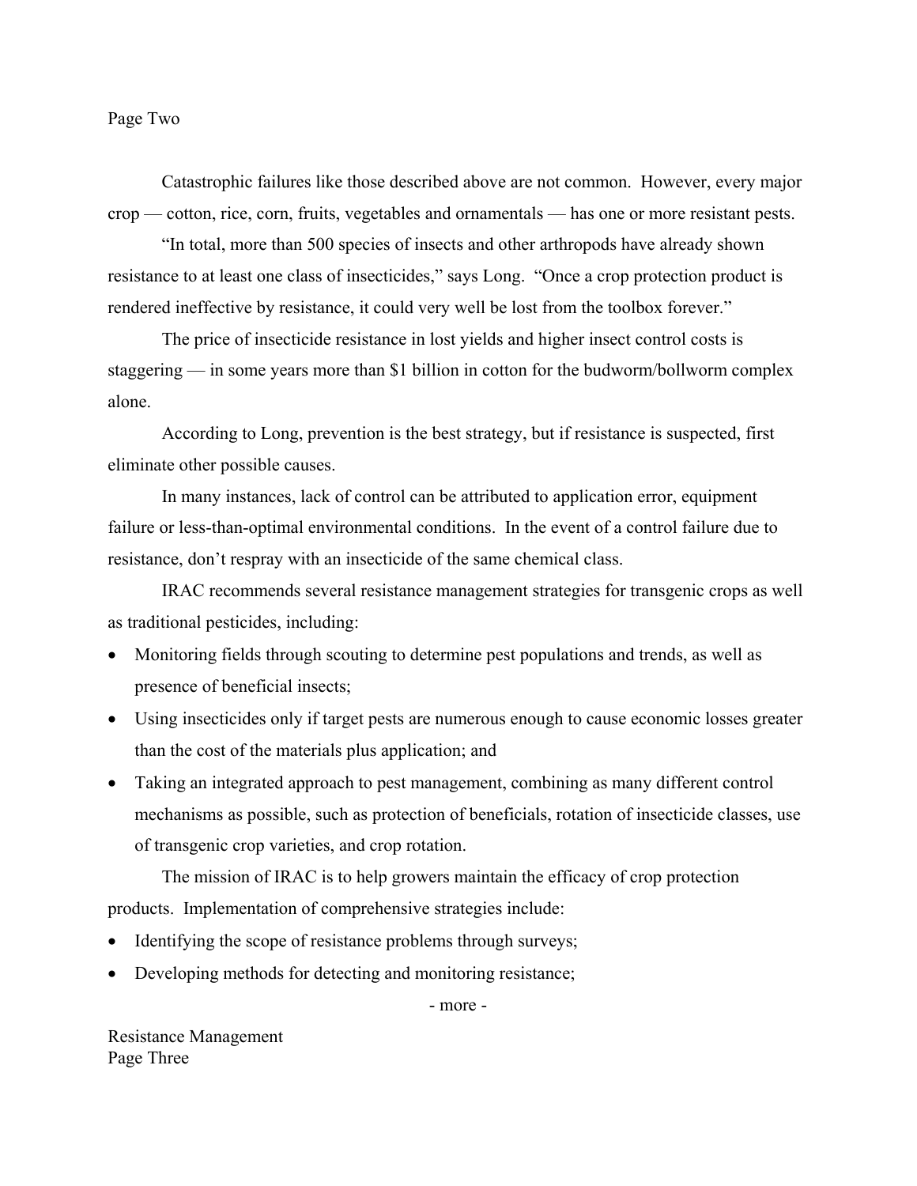Catastrophic failures like those described above are not common. However, every major crop — cotton, rice, corn, fruits, vegetables and ornamentals — has one or more resistant pests.

"In total, more than 500 species of insects and other arthropods have already shown resistance to at least one class of insecticides," says Long. "Once a crop protection product is rendered ineffective by resistance, it could very well be lost from the toolbox forever."

The price of insecticide resistance in lost yields and higher insect control costs is staggering — in some years more than $1 billion in cotton for the budworm/bollworm complex alone.

According to Long, prevention is the best strategy, but if resistance is suspected, first eliminate other possible causes.

In many instances, lack of control can be attributed to application error, equipment failure or less-than-optimal environmental conditions. In the event of a control failure due to resistance, don't respray with an insecticide of the same chemical class.

IRAC recommends several resistance management strategies for transgenic crops as well as traditional pesticides, including:

- Monitoring fields through scouting to determine pest populations and trends, as well as presence of beneficial insects;
- Using insecticides only if target pests are numerous enough to cause economic losses greater than the cost of the materials plus application; and
- Taking an integrated approach to pest management, combining as many different control mechanisms as possible, such as protection of beneficials, rotation of insecticide classes, use of transgenic crop varieties, and crop rotation.

The mission of IRAC is to help growers maintain the efficacy of crop protection products. Implementation of comprehensive strategies include:

- Identifying the scope of resistance problems through surveys;
- Developing methods for detecting and monitoring resistance;

- more -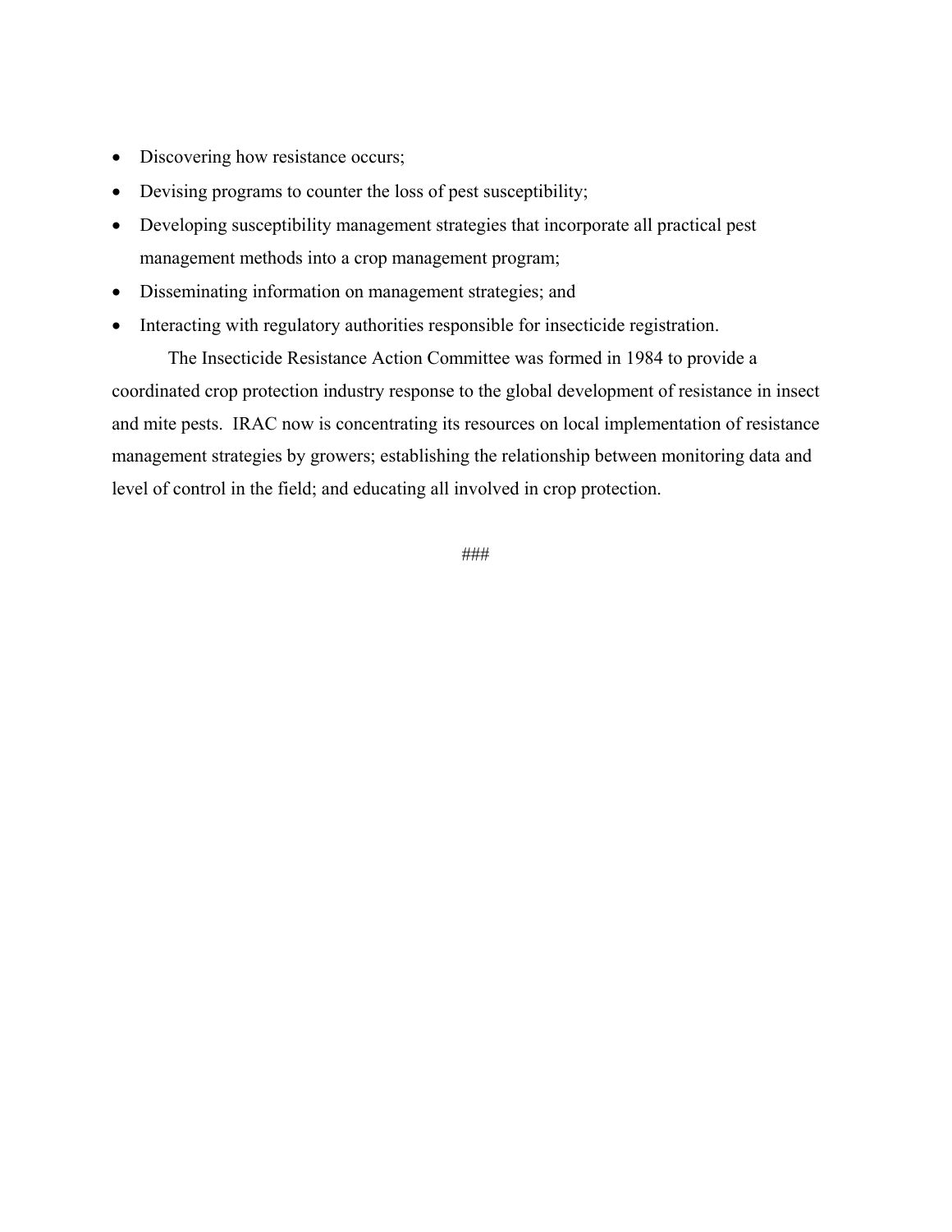- Discovering how resistance occurs;
- Devising programs to counter the loss of pest susceptibility;
- Developing susceptibility management strategies that incorporate all practical pest management methods into a crop management program;
- Disseminating information on management strategies; and
- Interacting with regulatory authorities responsible for insecticide registration.

The Insecticide Resistance Action Committee was formed in 1984 to provide a coordinated crop protection industry response to the global development of resistance in insect and mite pests. IRAC now is concentrating its resources on local implementation of resistance management strategies by growers; establishing the relationship between monitoring data and level of control in the field; and educating all involved in crop protection.

###